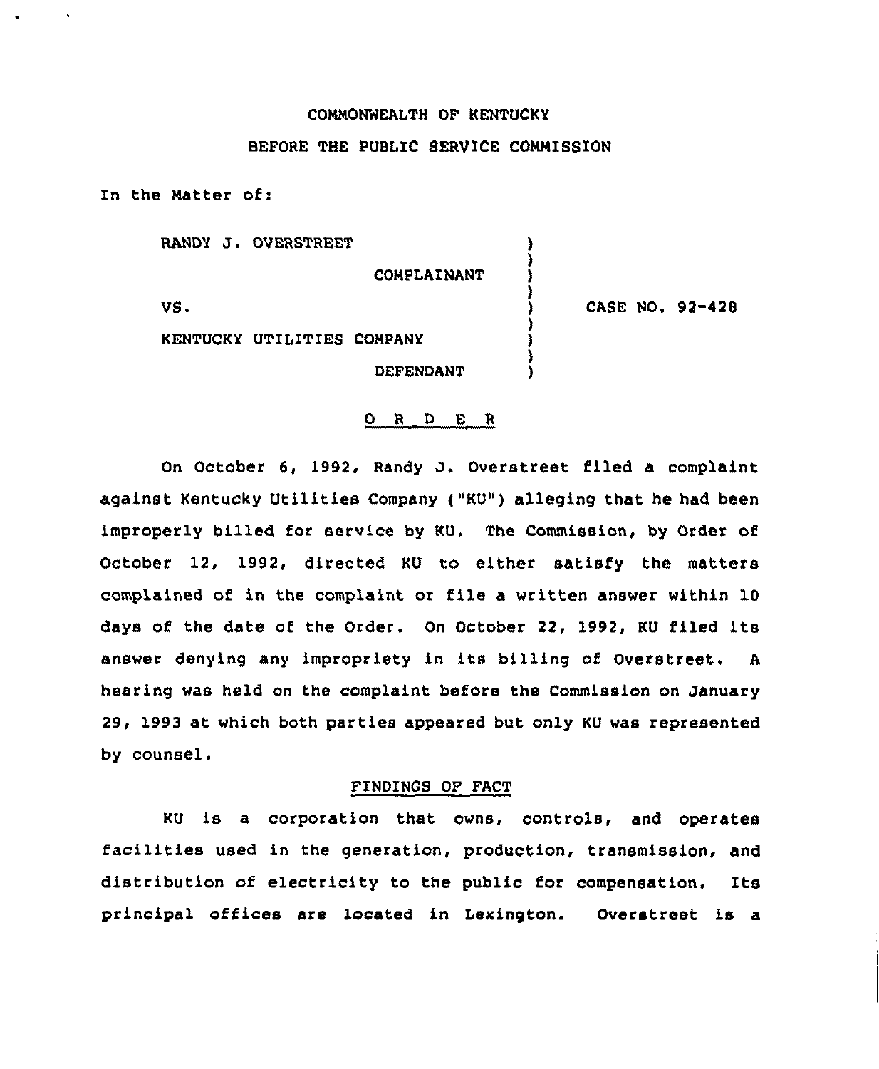COMMONWEALTH OF KENTUCKY

BEFORE THE PUBLIC SERVICE COMMISSION

In the Matter of:

| | | |
|---|---|---|
| RANDY J. OVERSTREET | ) | |
| COMPLAINANT | ) | |
| VS. | ) | CASE NO. 92-428 |
| KENTUCKY UTILITIES COMPANY | ) | |
| DEFENDANT | ) | |

## O R D E R

On October 6, 1992, Randy J. Overstreet filed a complaint against Kentucky Utilities Company ("KU") alleging that he had been improperly billed for service by KU. The Commission, by Order of October 12, 1992, directed KU to either satisfy the matters complained of in the complaint or file a written answer within 10 days of the date of the Order. On October 22, 1992, KU filed its answer denying any impropriety in its billing of Overstreet. A hearing was held on the complaint before the Commission on January 29, 1993 at which both parties appeared but only KU was represented by counsel.

### FINDINGS OF FACT

KU is a corporation that owns, controls, and operates facilities used in the generation, production, transmission, and distribution of electricity to the public for compensation. Its principal offices are located in Lexington. Overstreet is a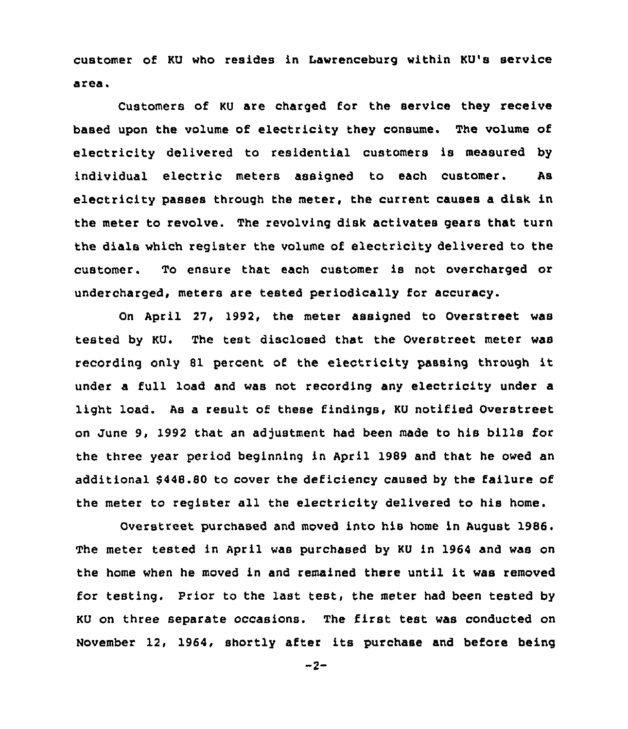customer of KU who resides in Lawrenceburg within KU's service area.

Customers of KU are charged for the service they receive based upon the volume of electricity they consume. The volume of electricity delivered to residential customers is measured by individual electric meters assigned to each customer. As electricity passes through the meter, the current causes a disk in the meter to revolve. The revolving disk activates gears that turn the dials which register the volume of electricity delivered to the customer. To ensure that each customer is not overcharged or undercharged, meters are tested periodically for accuracy.

On April 27, 1992, the meter assigned to Overstreet was tested by KU. The test disclosed that the Overstreet meter was recording only 81 percent of the electricity passing through it under a full load and was not recording any electricity under a light load. As a result of these findings, KU notified Overstreet on June 9, 1992 that an adjustment had been made to his bills for the three year period beginning in April 1989 and that he owed an additional $448.80 to cover the deficiency caused by the failure of the meter to register all the electricity delivered to his home.

Overstreet purchased and moved into his home in August 1986. The meter tested in April was purchased by KU in 1964 and was on the home when he moved in and remained there until it was removed for testing. Prior to the last test, the meter had been tested by KU on three separate occasions. The first test was conducted on November 12, 1964, shortly after its purchase and before being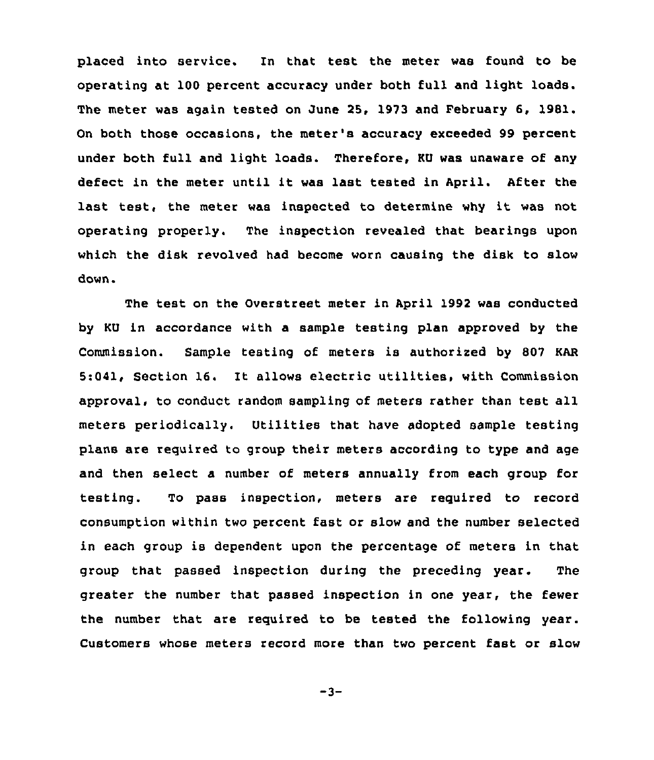placed into service. In that test the meter was found to be operating at 100 percent accuracy under both full and light loads. The meter was again tested on June 25, 1973 and February 6, 1981. On both those occasions, the meter's accuracy exceeded 99 percent under both full and light loads. Therefore, KU was unaware of any defect in the meter until it was last tested in April. After the last test, the meter was inspected to determine why it was not operating properly. The inspection revealed that bearings upon which the disk revolved had become worn causing the disk to slow down.

The test on the Overstreet meter in April 1992 was conducted by KU in accordance with a sample testing plan approved by the Commission. Sample testing of meters is authorized by 807 KAR 5:041, Section 16. It allows electric utilities, with Commission approval, to conduct random sampling of meters rather than test all meters periodically. Utilities that have adopted sample testing plans are required to group their meters according to type and age and then select a number of meters annually from each group for testing. To pass inspection, meters are required to record consumption within two percent fast or slow and the number selected in each group is dependent upon the percentage of meters in that group that passed inspection during the preceding year. The greater the number that passed inspection in one year, the fewer the number that are required to be tested the following year. Customers whose meters record more than two percent fast or slow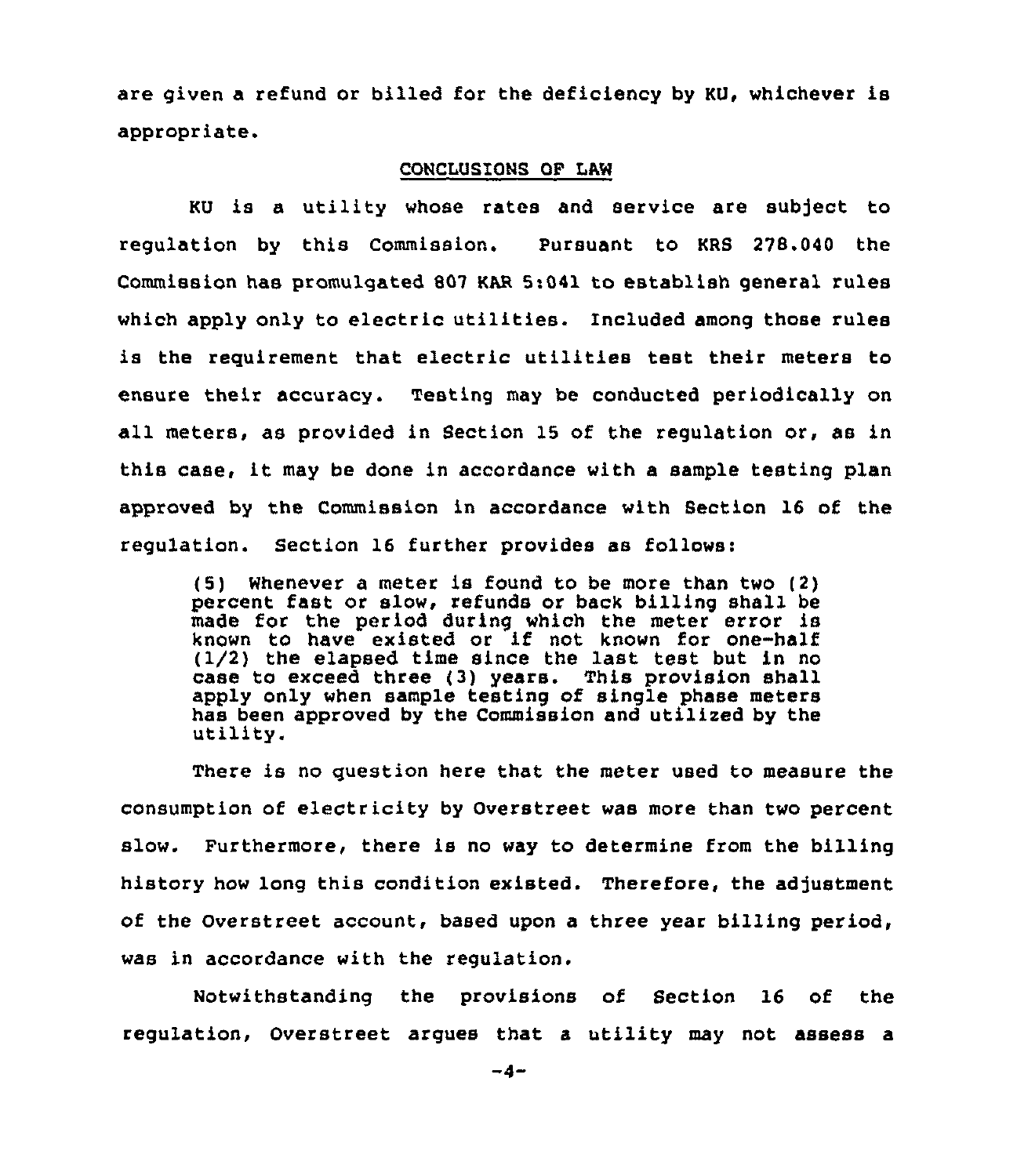are given a refund or billed for the deficiency by KU, whichever is appropriate.

## CONCLUSIONS OF LAW

KU is a utility whose rates and service are subject to regulation by this Commission. Pursuant to KRS 278.040 the Commission has promulgated 807 KAR 5:041 to establish general rules which apply only to electric utilities. Included among those rules is the requirement that electric utilities test their meters to ensure their accuracy. Testing may be conducted periodically on all meters, as provided in Section 15 of the regulation or, as in this case, it may be done in accordance with a sample testing plan approved by the Commission in accordance with Section 16 of the regulation. Section 16 further provides as follows:

> (5) Whenever a meter is found to be more than two (2) percent fast or slow, refunds or back billing shall be made for the period during which the meter error is known to have existed or if not known for one-half (1/2) the elapsed time since the last test but in no case to exceed three (3) years. This provision shall apply only when sample testing of single phase meters has been approved by the Commission and utilized by the utility.

There is no question here that the meter used to measure the consumption of electricity by Overstreet was more than two percent slow. Furthermore, there is no way to determine from the billing history how long this condition existed. Therefore, the adjustment of the Overstreet account, based upon a three year billing period, was in accordance with the regulation.

Notwithstanding the provisions of Section 16 of the regulation, Overstreet argues that a utility may not assess a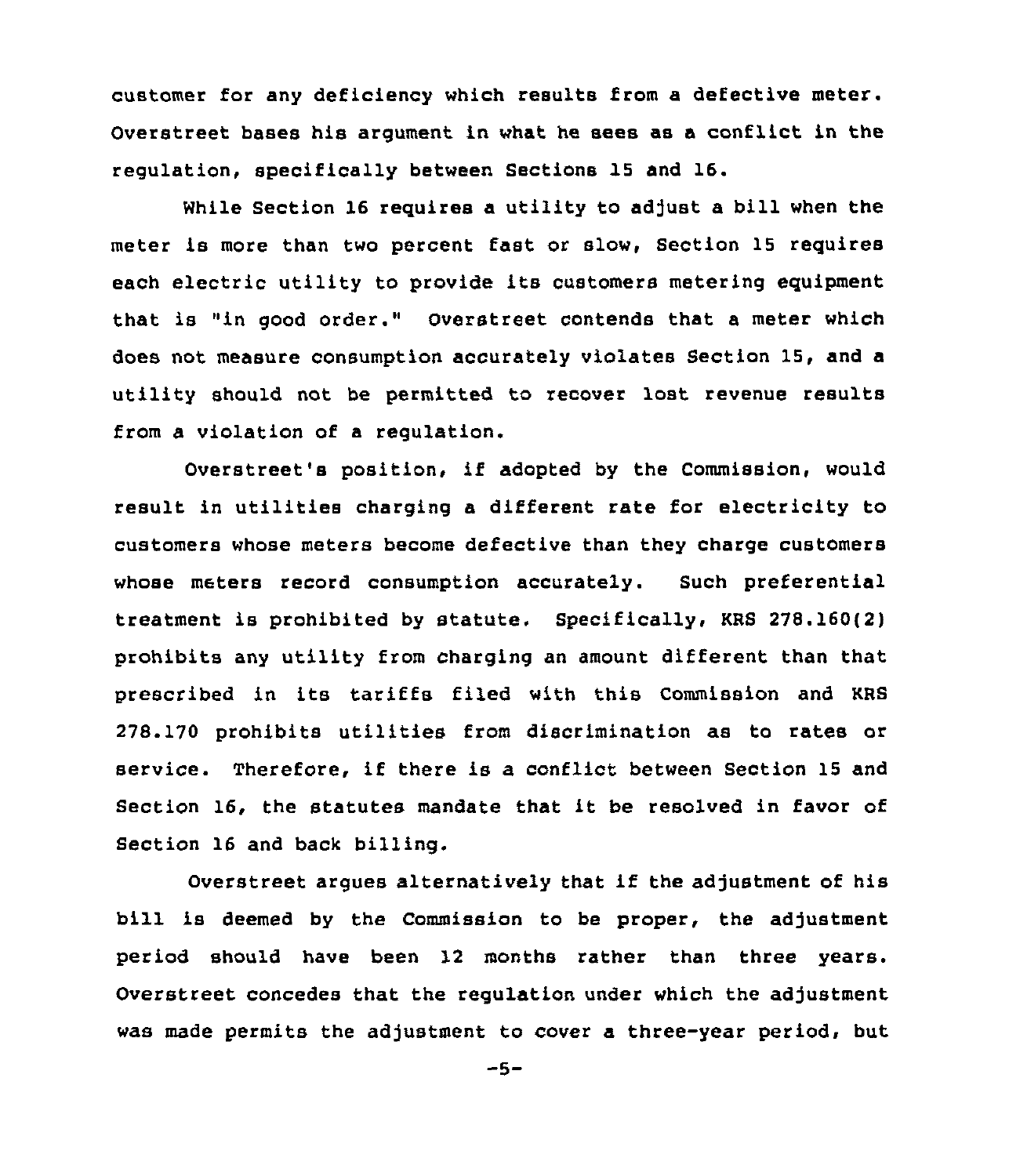customer for any deficiency which results from a defective meter. Overstreet bases his argument in what he sees as a conflict in the regulation, specifically between Sections 15 and 16.

While Section 16 requires a utility to adjust a bill when the meter is more than two percent fast or slow, Section 15 requires each electric utility to provide its customers metering equipment that is "in good order." Overstreet contends that a meter which does not measure consumption accurately violates Section 15, and a utility should not be permitted to recover lost revenue results from a violation of a regulation.

Overstreet's position, if adopted by the Commission, would result in utilities charging a different rate for electricity to customers whose meters become defective than they charge customers whose meters record consumption accurately. Such preferential treatment is prohibited by statute. Specifically, KRS 278.160(2) prohibits any utility from charging an amount different than that prescribed in its tariffs filed with this Commission and KRS 278.170 prohibits utilities from discrimination as to rates or service. Therefore, if there is a conflict between Section 15 and Section 16, the statutes mandate that it be resolved in favor of Section 16 and back billing.

Overstreet argues alternatively that if the adjustment of his bill is deemed by the Commission to be proper, the adjustment period should have been 12 months rather than three years. Overstreet concedes that the regulation under which the adjustment was made permits the adjustment to cover a three-year period, but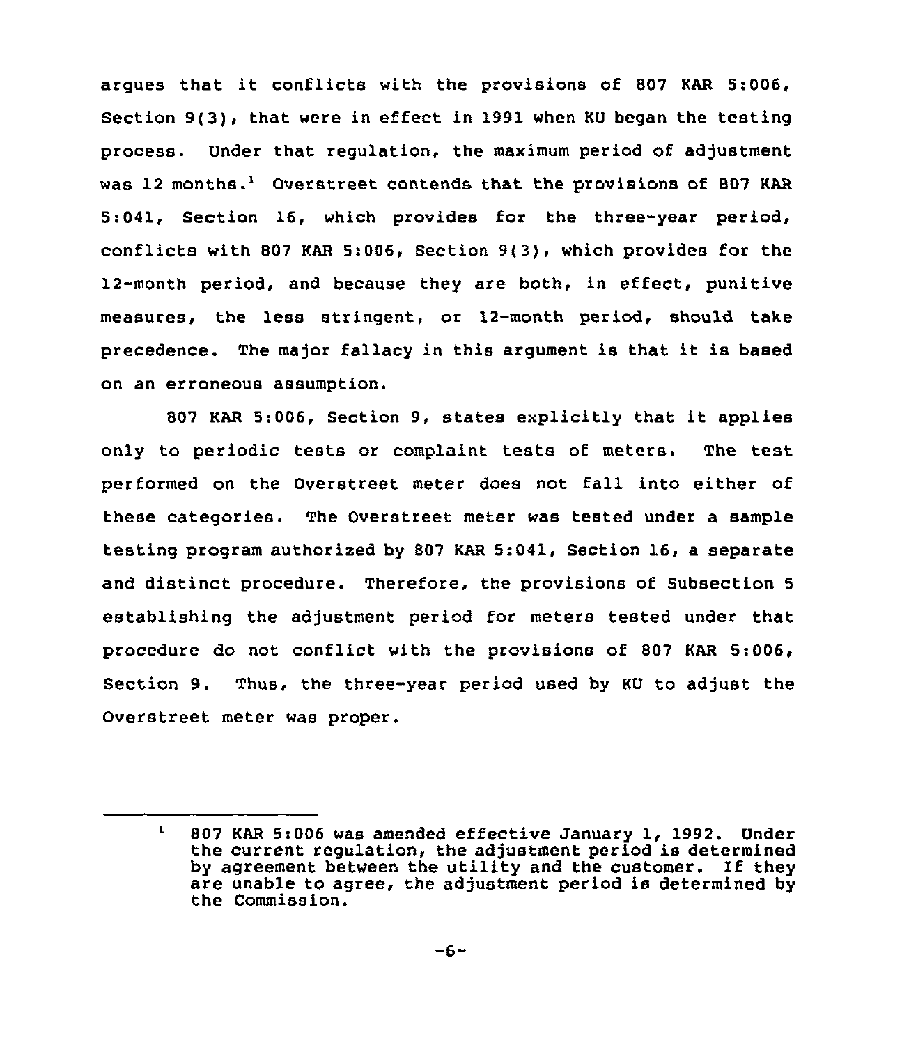argues that it conflicts with the provisions of 807 KAR 5:006, Section 9(3), that were in effect in 1991 when KU began the testing process. Under that regulation, the maximum period of adjustment was 12 months.[1] Overstreet contends that the provisions of 807 KAR 5:041, Section 16, which provides for the three-year period, conflicts with 807 KAR 5:006, Section 9(3), which provides for the 12-month period, and because they are both, in effect, punitive measures, the less stringent, or 12-month period, should take precedence. The major fallacy in this argument is that it is based on an erroneous assumption.

807 KAR 5:006, Section 9, states explicitly that it applies only to periodic tests or complaint tests of meters. The test performed on the Overstreet meter does not fall into either of these categories. The Overstreet meter was tested under a sample testing program authorized by 807 KAR 5:041, Section 16, a separate and distinct procedure. Therefore, the provisions of Subsection 5 establishing the adjustment period for meters tested under that procedure do not conflict with the provisions of 807 KAR 5:006, Section 9. Thus, the three-year period used by KU to adjust the Overstreet meter was proper.

---

[1] 807 KAR 5:006 was amended effective January 1, 1992. Under the current regulation, the adjustment period is determined by agreement between the utility and the customer. If they are unable to agree, the adjustment period is determined by the Commission.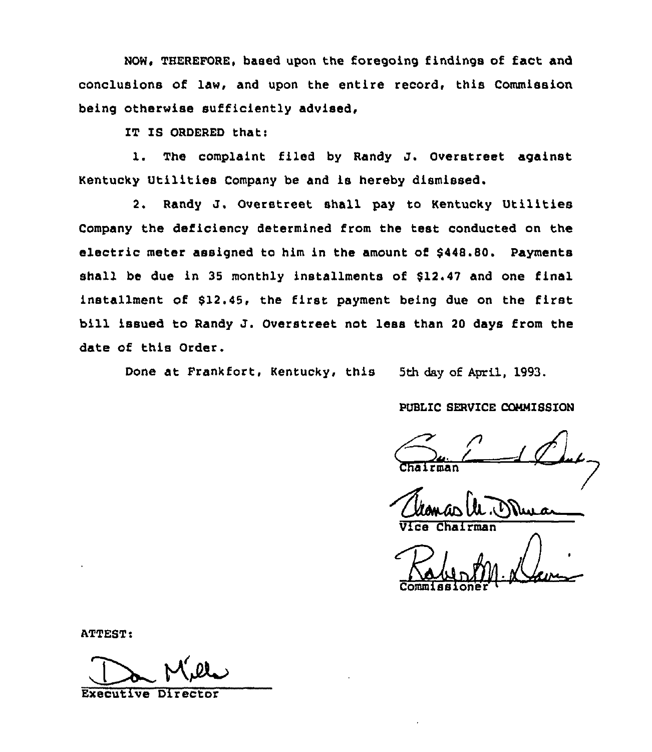NOW, THEREFORE, based upon the foregoing findings of fact and conclusions of law, and upon the entire record, this Commission being otherwise sufficiently advised,

IT IS ORDERED that:

1. The complaint filed by Randy J. Overstreet against Kentucky Utilities Company be and is hereby dismissed.

2. Randy J. Overstreet shall pay to Kentucky Utilities Company the deficiency determined from the test conducted on the electric meter assigned to him in the amount of $448.80. Payments shall be due in 35 monthly installments of $12.47 and one final installment of $12.45, the first payment being due on the first bill issued to Randy J. Overstreet not less than 20 days from the date of this Order.

Done at Frankfort, Kentucky, this 5th day of April, 1993.

PUBLIC SERVICE COMMISSION

Chairman

Vice Chairman

Commissioner

ATTEST:

Executive Director